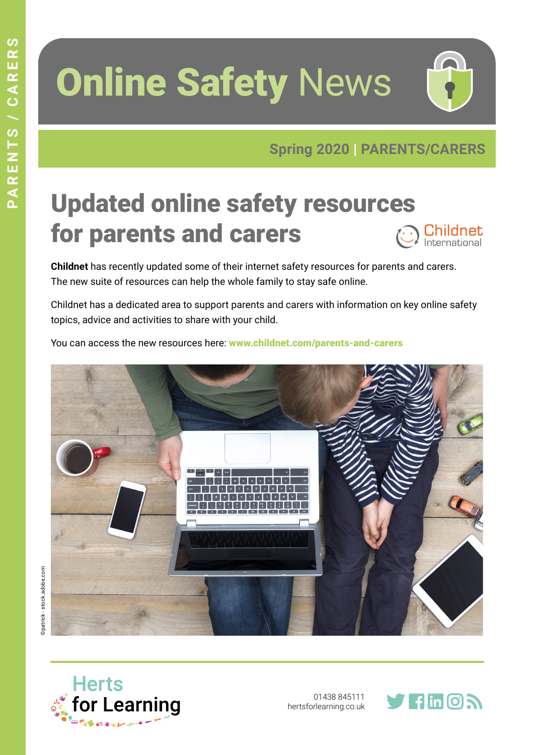# Online Safety News

Spring 2020 | PARENTS/CARERS

## Updated online safety resources for parents and carers

**Childnet** has recently updated some of their internet safety resources for parents and carers. The new suite of resources can help the whole family to stay safe online.

Childnet has a dedicated area to support parents and carers with information on key online safety topics, advice and activities to share with your child.

You can access the new resources here: **www.childnet.com/parents-and-carers**

©patrick - stock.adobe.com

Herts for Learning

01438 845111
hertsforlearning.co.uk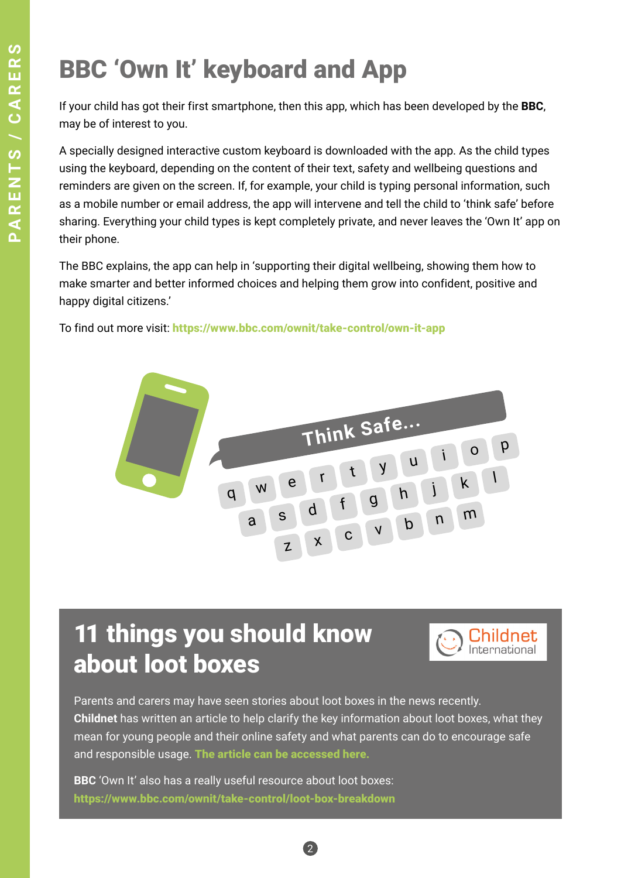# BBC 'Own It' keyboard and App

If your child has got their first smartphone, then this app, which has been developed by the **BBC**, may be of interest to you.

A specially designed interactive custom keyboard is downloaded with the app. As the child types using the keyboard, depending on the content of their text, safety and wellbeing questions and reminders are given on the screen. If, for example, your child is typing personal information, such as a mobile number or email address, the app will intervene and tell the child to 'think safe' before sharing. Everything your child types is kept completely private, and never leaves the 'Own It' app on their phone.

The BBC explains, the app can help in 'supporting their digital wellbeing, showing them how to make smarter and better informed choices and helping them grow into confident, positive and happy digital citizens.'

To find out more visit: **https://www.bbc.com/ownit/take-control/own-it-app**

## 11 things you should know about loot boxes

Parents and carers may have seen stories about loot boxes in the news recently. **Childnet** has written an article to help clarify the key information about loot boxes, what they mean for young people and their online safety and what parents can do to encourage safe and responsible usage. **The article can be accessed here.**

**BBC** 'Own It' also has a really useful resource about loot boxes: **https://www.bbc.com/ownit/take-control/loot-box-breakdown**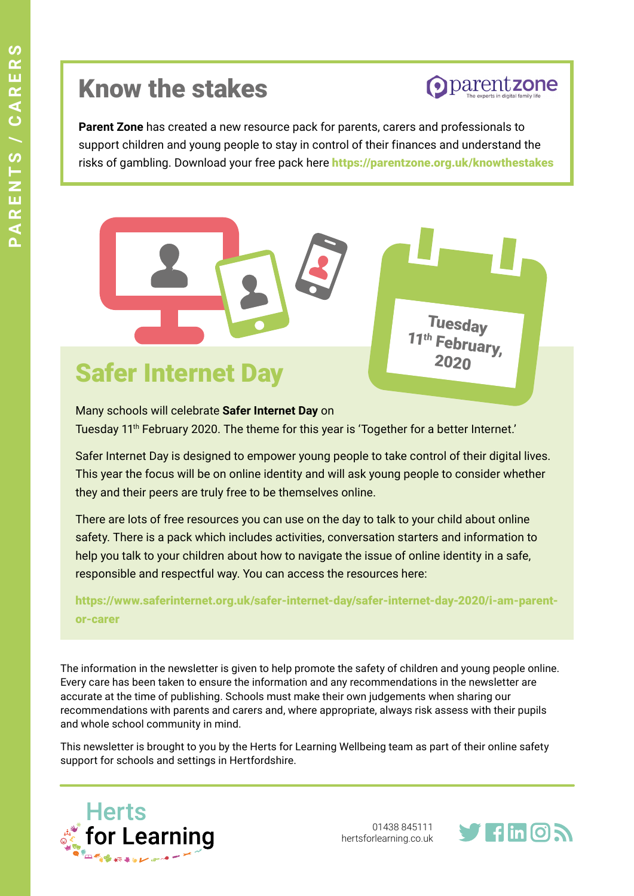## Know the stakes

**Parent Zone** has created a new resource pack for parents, carers and professionals to support children and young people to stay in control of their finances and understand the risks of gambling. Download your free pack here **https://parentzone.org.uk/knowthestakes**

## Safer Internet Day

Tuesday 11th February, 2020

Many schools will celebrate **Safer Internet Day** on Tuesday 11th February 2020. The theme for this year is 'Together for a better Internet.'

Safer Internet Day is designed to empower young people to take control of their digital lives. This year the focus will be on online identity and will ask young people to consider whether they and their peers are truly free to be themselves online.

There are lots of free resources you can use on the day to talk to your child about online safety. There is a pack which includes activities, conversation starters and information to help you talk to your children about how to navigate the issue of online identity in a safe, responsible and respectful way. You can access the resources here:

**https://www.saferinternet.org.uk/safer-internet-day/safer-internet-day-2020/i-am-parent-or-carer**

The information in the newsletter is given to help promote the safety of children and young people online. Every care has been taken to ensure the information and any recommendations in the newsletter are accurate at the time of publishing. Schools must make their own judgements when sharing our recommendations with parents and carers and, where appropriate, always risk assess with their pupils and whole school community in mind.

This newsletter is brought to you by the Herts for Learning Wellbeing team as part of their online safety support for schools and settings in Hertfordshire.

Herts for Learning

01438 845111
hertsforlearning.co.uk